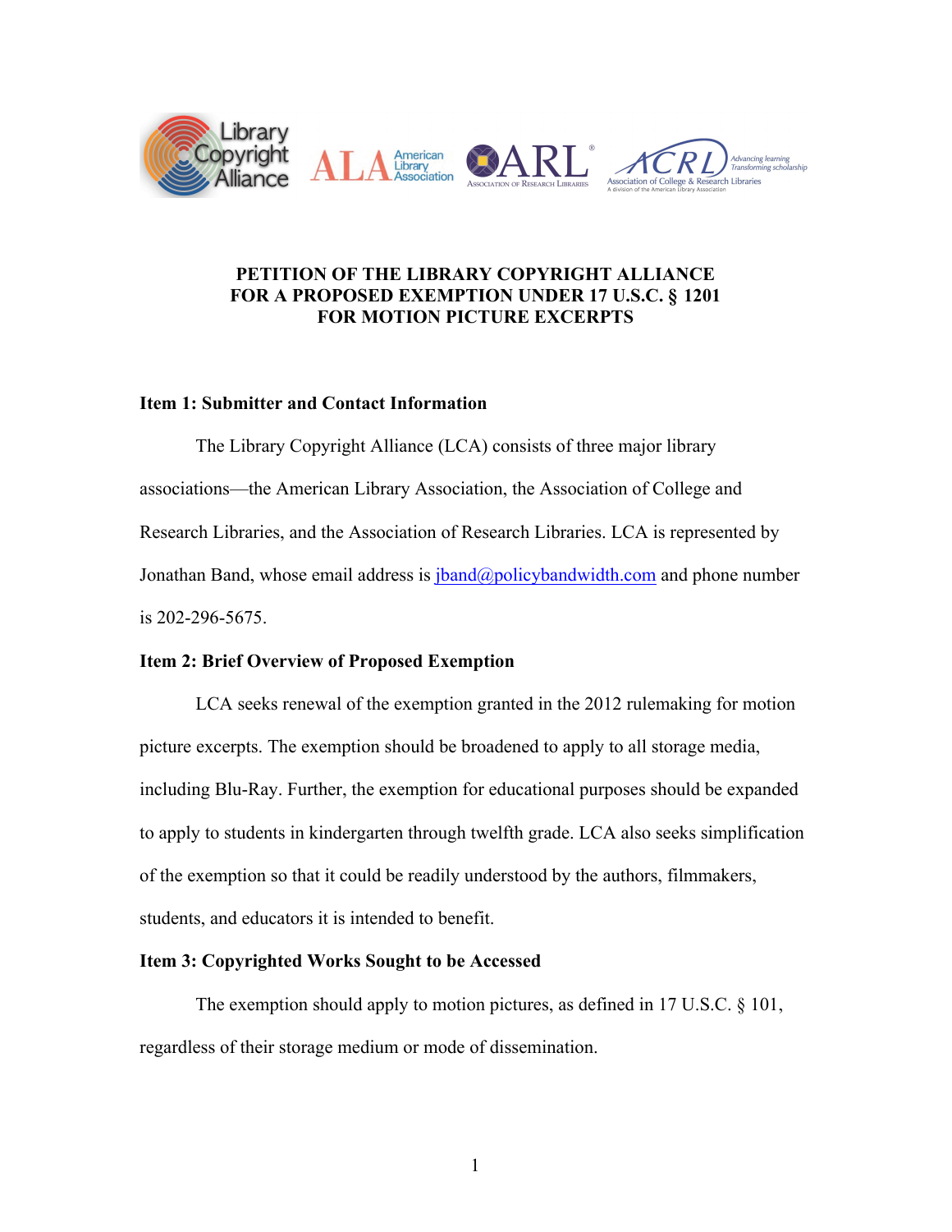**PETITION OF THE LIBRARY COPYRIGHT ALLIANCE FOR A PROPOSED EXEMPTION UNDER 17 U.S.C. § 1201 FOR MOTION PICTURE EXCERPTS**

**Item 1: Submitter and Contact Information**

The Library Copyright Alliance (LCA) consists of three major library associations—the American Library Association, the Association of College and Research Libraries, and the Association of Research Libraries. LCA is represented by Jonathan Band, whose email address is jband@policybandwidth.com and phone number is 202-296-5675.

**Item 2: Brief Overview of Proposed Exemption**

LCA seeks renewal of the exemption granted in the 2012 rulemaking for motion picture excerpts. The exemption should be broadened to apply to all storage media, including Blu-Ray. Further, the exemption for educational purposes should be expanded to apply to students in kindergarten through twelfth grade. LCA also seeks simplification of the exemption so that it could be readily understood by the authors, filmmakers, students, and educators it is intended to benefit.

**Item 3: Copyrighted Works Sought to be Accessed**

The exemption should apply to motion pictures, as defined in 17 U.S.C. § 101, regardless of their storage medium or mode of dissemination.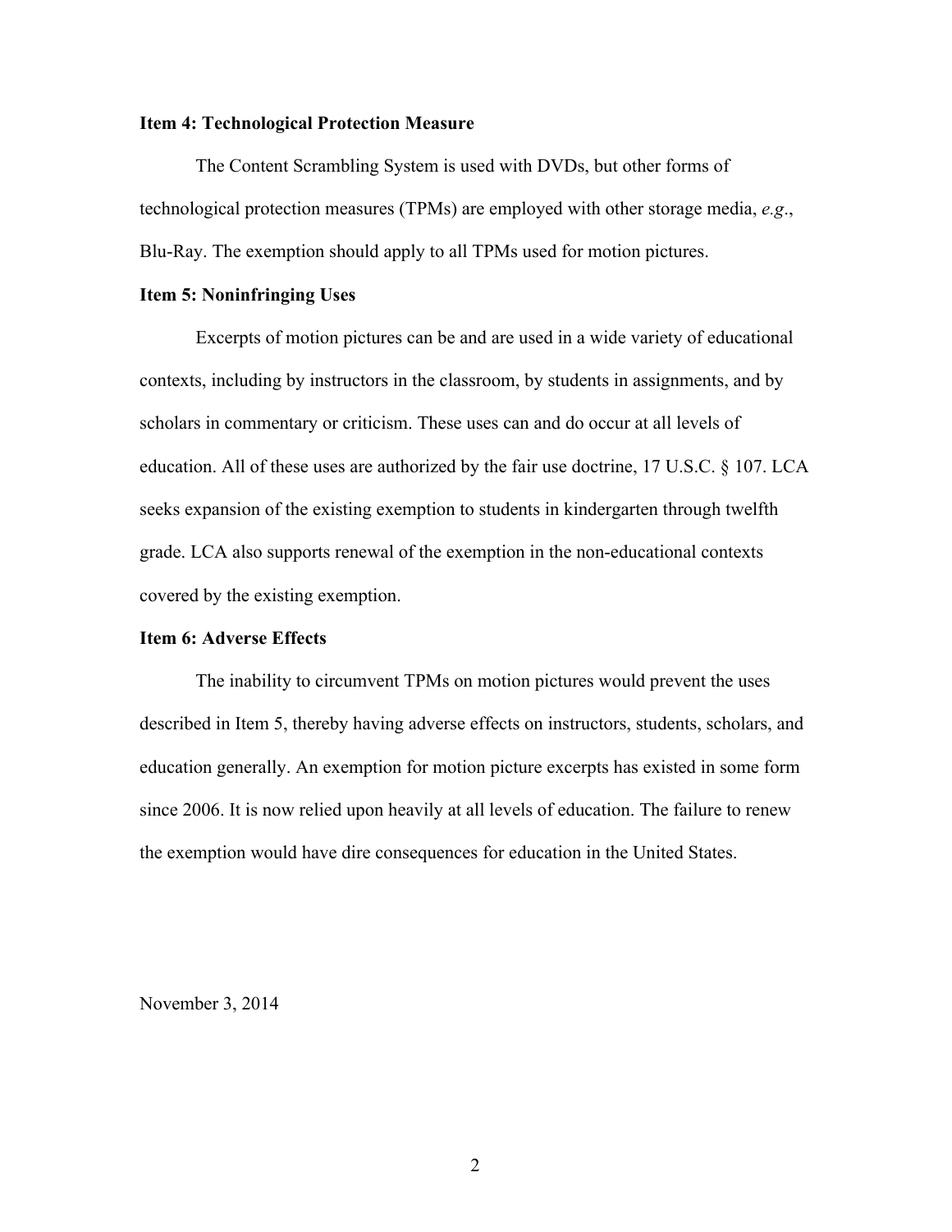**Item 4: Technological Protection Measure**

The Content Scrambling System is used with DVDs, but other forms of technological protection measures (TPMs) are employed with other storage media, *e.g*., Blu-Ray. The exemption should apply to all TPMs used for motion pictures.

**Item 5: Noninfringing Uses**

Excerpts of motion pictures can be and are used in a wide variety of educational contexts, including by instructors in the classroom, by students in assignments, and by scholars in commentary or criticism. These uses can and do occur at all levels of education. All of these uses are authorized by the fair use doctrine, 17 U.S.C. § 107. LCA seeks expansion of the existing exemption to students in kindergarten through twelfth grade. LCA also supports renewal of the exemption in the non-educational contexts covered by the existing exemption.

**Item 6: Adverse Effects**

The inability to circumvent TPMs on motion pictures would prevent the uses described in Item 5, thereby having adverse effects on instructors, students, scholars, and education generally. An exemption for motion picture excerpts has existed in some form since 2006. It is now relied upon heavily at all levels of education. The failure to renew the exemption would have dire consequences for education in the United States.

November 3, 2014